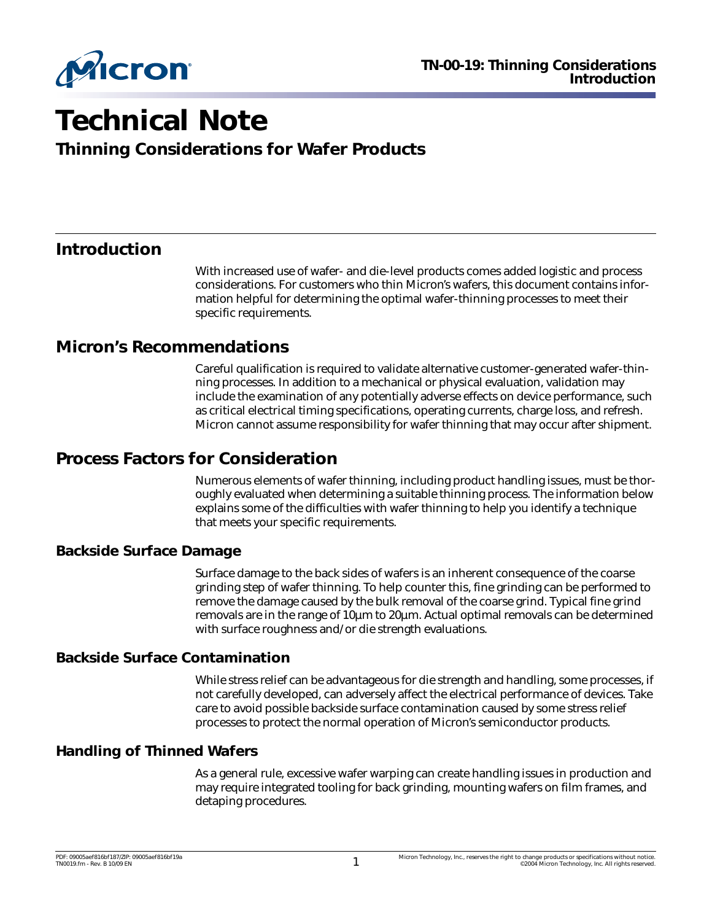# Technical Note

## Thinning Considerations for Wafer Products

## Introduction

With increased use of wafer- and die-level products comes added logistic and process considerations. For customers who thin Micron's wafers, this document contains information helpful for determining the optimal wafer-thinning processes to meet their specific requirements.

## Micron's Recommendations

Careful qualification is required to validate alternative customer-generated wafer-thinning processes. In addition to a mechanical or physical evaluation, validation may include the examination of any potentially adverse effects on device performance, such as critical electrical timing specifications, operating currents, charge loss, and refresh. Micron cannot assume responsibility for wafer thinning that may occur after shipment.

## Process Factors for Consideration

Numerous elements of wafer thinning, including product handling issues, must be thoroughly evaluated when determining a suitable thinning process. The information below explains some of the difficulties with wafer thinning to help you identify a technique that meets your specific requirements.

### Backside Surface Damage

Surface damage to the back sides of wafers is an inherent consequence of the coarse grinding step of wafer thinning. To help counter this, fine grinding can be performed to remove the damage caused by the bulk removal of the coarse grind. Typical fine grind removals are in the range of 10µm to 20µm. Actual optimal removals can be determined with surface roughness and/or die strength evaluations.

### Backside Surface Contamination

While stress relief can be advantageous for die strength and handling, some processes, if not carefully developed, can adversely affect the electrical performance of devices. Take care to avoid possible backside surface contamination caused by some stress relief processes to protect the normal operation of Micron's semiconductor products.

### Handling of Thinned Wafers

As a general rule, excessive wafer warping can create handling issues in production and may require integrated tooling for back grinding, mounting wafers on film frames, and detaping procedures.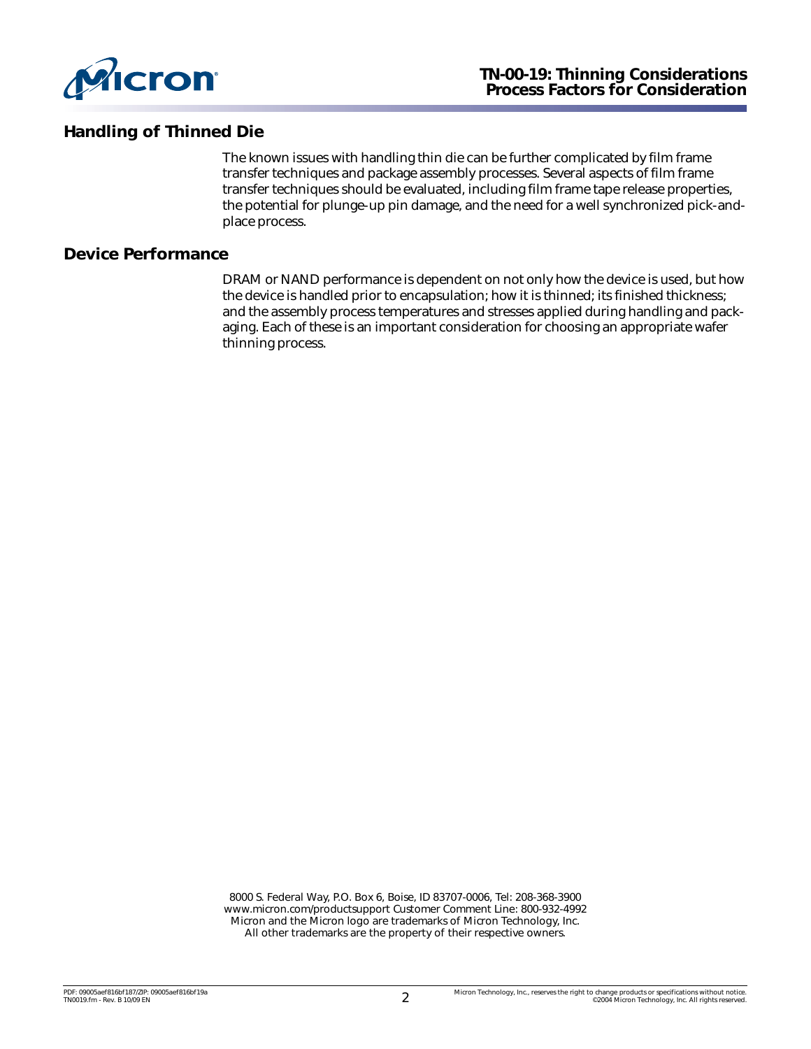## Handling of Thinned Die

The known issues with handling thin die can be further complicated by film frame transfer techniques and package assembly processes. Several aspects of film frame transfer techniques should be evaluated, including film frame tape release properties, the potential for plunge-up pin damage, and the need for a well synchronized pick-and-place process.

## Device Performance

DRAM or NAND performance is dependent on not only how the device is used, but how the device is handled prior to encapsulation; how it is thinned; its finished thickness; and the assembly process temperatures and stresses applied during handling and packaging. Each of these is an important consideration for choosing an appropriate wafer thinning process.

8000 S. Federal Way, P.O. Box 6, Boise, ID 83707-0006, Tel: 208-368-3900
www.micron.com/productsupport Customer Comment Line: 800-932-4992
Micron and the Micron logo are trademarks of Micron Technology, Inc.
All other trademarks are the property of their respective owners.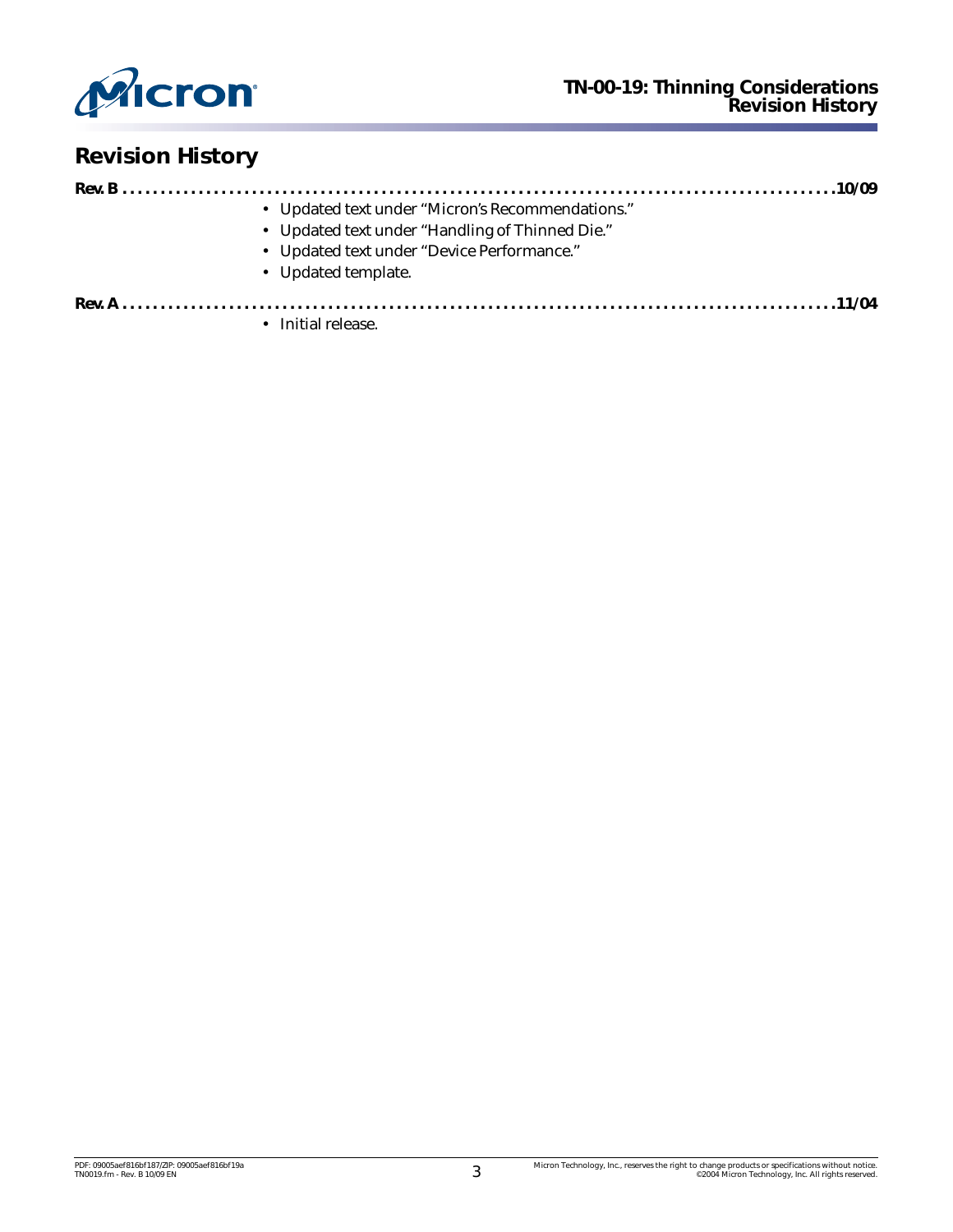## Revision History

**Rev. B . . . . . . . . . . . . . . . . . . . . . . . . . . . . . . . . . . . . . . . . . . . . . . . . . . . . . . . . . . . . . . . . . . . . . . . . . . . . . . . . . . . . . . . 10/09**

- Updated text under "Micron's Recommendations."
- Updated text under "Handling of Thinned Die."
- Updated text under "Device Performance."
- Updated template.

**Rev. A . . . . . . . . . . . . . . . . . . . . . . . . . . . . . . . . . . . . . . . . . . . . . . . . . . . . . . . . . . . . . . . . . . . . . . . . . . . . . . . . . . . . . . . . 11/04**

- Initial release.